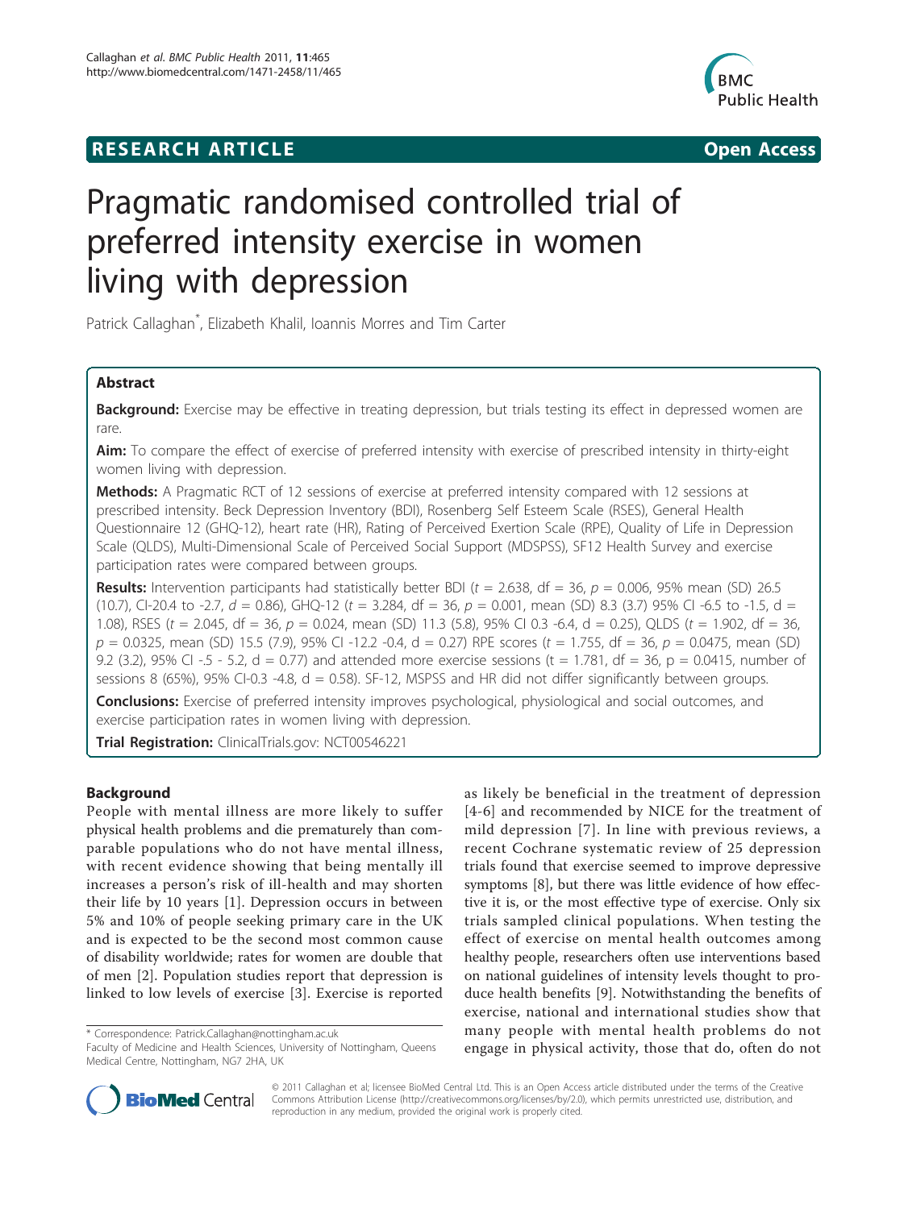RESEARCH ARTICLE Open Access

# Pragmatic randomised controlled trial of preferred intensity exercise in women living with depression

Patrick Callaghan*, Elizabeth Khalil, Ioannis Morres and Tim Carter

## Abstract

**Background:** Exercise may be effective in treating depression, but trials testing its effect in depressed women are rare.

**Aim:** To compare the effect of exercise of preferred intensity with exercise of prescribed intensity in thirty-eight women living with depression.

**Methods:** A Pragmatic RCT of 12 sessions of exercise at preferred intensity compared with 12 sessions at prescribed intensity. Beck Depression Inventory (BDI), Rosenberg Self Esteem Scale (RSES), General Health Questionnaire 12 (GHQ-12), heart rate (HR), Rating of Perceived Exertion Scale (RPE), Quality of Life in Depression Scale (QLDS), Multi-Dimensional Scale of Perceived Social Support (MDSPSS), SF12 Health Survey and exercise participation rates were compared between groups.

**Results:** Intervention participants had statistically better BDI ($t$ = 2.638, df = 36, $p$ = 0.006, 95% mean (SD) 26.5 (10.7), CI-20.4 to -2.7, $d$ = 0.86), GHQ-12 ($t$ = 3.284, df = 36, $p$ = 0.001, mean (SD) 8.3 (3.7) 95% CI -6.5 to -1.5, d = 1.08), RSES ($t$ = 2.045, df = 36, $p$ = 0.024, mean (SD) 11.3 (5.8), 95% CI 0.3 -6.4, d = 0.25), QLDS ($t$ = 1.902, df = 36, $p$ = 0.0325, mean (SD) 15.5 (7.9), 95% CI -12.2 -0.4, d = 0.27) RPE scores ($t$ = 1.755, df = 36, $p$ = 0.0475, mean (SD) 9.2 (3.2), 95% CI -.5 - 5.2, d = 0.77) and attended more exercise sessions (t = 1.781, df = 36, p = 0.0415, number of sessions 8 (65%), 95% CI-0.3 -4.8, d = 0.58). SF-12, MSPSS and HR did not differ significantly between groups.

**Conclusions:** Exercise of preferred intensity improves psychological, physiological and social outcomes, and exercise participation rates in women living with depression.

**Trial Registration:** ClinicalTrials.gov: NCT00546221

## Background

People with mental illness are more likely to suffer physical health problems and die prematurely than comparable populations who do not have mental illness, with recent evidence showing that being mentally ill increases a person's risk of ill-health and may shorten their life by 10 years [1]. Depression occurs in between 5% and 10% of people seeking primary care in the UK and is expected to be the second most common cause of disability worldwide; rates for women are double that of men [2]. Population studies report that depression is linked to low levels of exercise [3]. Exercise is reported as likely be beneficial in the treatment of depression [4-6] and recommended by NICE for the treatment of mild depression [7]. In line with previous reviews, a recent Cochrane systematic review of 25 depression trials found that exercise seemed to improve depressive symptoms [8], but there was little evidence of how effective it is, or the most effective type of exercise. Only six trials sampled clinical populations. When testing the effect of exercise on mental health outcomes among healthy people, researchers often use interventions based on national guidelines of intensity levels thought to produce health benefits [9]. Notwithstanding the benefits of exercise, national and international studies show that many people with mental health problems do not engage in physical activity, those that do, often do not

\* Correspondence: Patrick.Callaghan@nottingham.ac.uk
Faculty of Medicine and Health Sciences, University of Nottingham, Queens Medical Centre, Nottingham, NG7 2HA, UK

© 2011 Callaghan et al; licensee BioMed Central Ltd. This is an Open Access article distributed under the terms of the Creative Commons Attribution License (http://creativecommons.org/licenses/by/2.0), which permits unrestricted use, distribution, and reproduction in any medium, provided the original work is properly cited.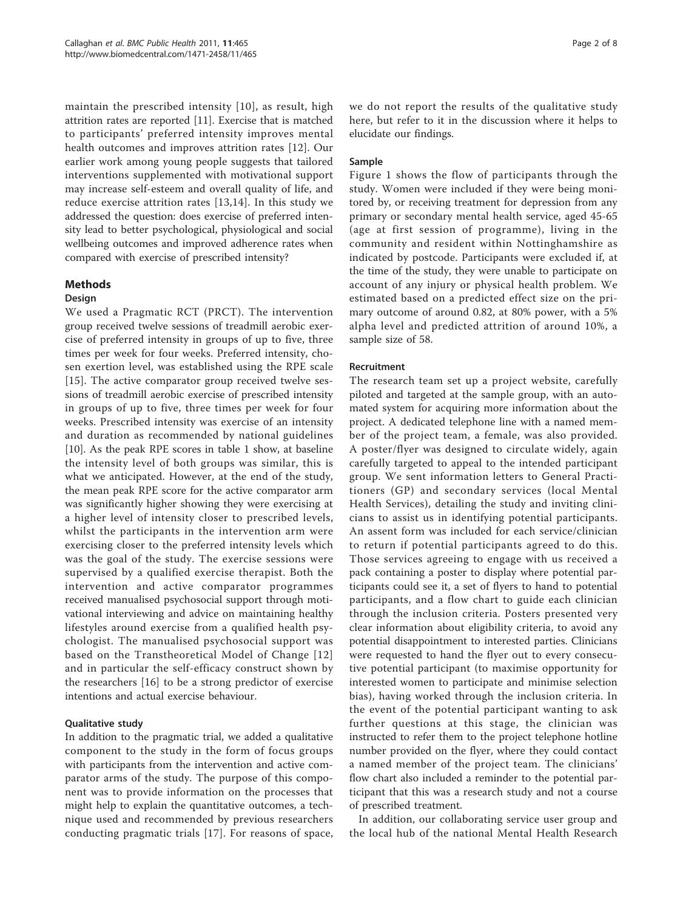maintain the prescribed intensity [10], as result, high attrition rates are reported [11]. Exercise that is matched to participants' preferred intensity improves mental health outcomes and improves attrition rates [12]. Our earlier work among young people suggests that tailored interventions supplemented with motivational support may increase self-esteem and overall quality of life, and reduce exercise attrition rates [13,14]. In this study we addressed the question: does exercise of preferred intensity lead to better psychological, physiological and social wellbeing outcomes and improved adherence rates when compared with exercise of prescribed intensity?

## Methods

### Design

We used a Pragmatic RCT (PRCT). The intervention group received twelve sessions of treadmill aerobic exercise of preferred intensity in groups of up to five, three times per week for four weeks. Preferred intensity, chosen exertion level, was established using the RPE scale [15]. The active comparator group received twelve sessions of treadmill aerobic exercise of prescribed intensity in groups of up to five, three times per week for four weeks. Prescribed intensity was exercise of an intensity and duration as recommended by national guidelines [10]. As the peak RPE scores in table 1 show, at baseline the intensity level of both groups was similar, this is what we anticipated. However, at the end of the study, the mean peak RPE score for the active comparator arm was significantly higher showing they were exercising at a higher level of intensity closer to prescribed levels, whilst the participants in the intervention arm were exercising closer to the preferred intensity levels which was the goal of the study. The exercise sessions were supervised by a qualified exercise therapist. Both the intervention and active comparator programmes received manualised psychosocial support through motivational interviewing and advice on maintaining healthy lifestyles around exercise from a qualified health psychologist. The manualised psychosocial support was based on the Transtheoretical Model of Change [12] and in particular the self-efficacy construct shown by the researchers [16] to be a strong predictor of exercise intentions and actual exercise behaviour.

### Qualitative study

In addition to the pragmatic trial, we added a qualitative component to the study in the form of focus groups with participants from the intervention and active comparator arms of the study. The purpose of this component was to provide information on the processes that might help to explain the quantitative outcomes, a technique used and recommended by previous researchers conducting pragmatic trials [17]. For reasons of space, we do not report the results of the qualitative study here, but refer to it in the discussion where it helps to elucidate our findings.

### Sample

Figure 1 shows the flow of participants through the study. Women were included if they were being monitored by, or receiving treatment for depression from any primary or secondary mental health service, aged 45-65 (age at first session of programme), living in the community and resident within Nottinghamshire as indicated by postcode. Participants were excluded if, at the time of the study, they were unable to participate on account of any injury or physical health problem. We estimated based on a predicted effect size on the primary outcome of around 0.82, at 80% power, with a 5% alpha level and predicted attrition of around 10%, a sample size of 58.

### Recruitment

The research team set up a project website, carefully piloted and targeted at the sample group, with an automated system for acquiring more information about the project. A dedicated telephone line with a named member of the project team, a female, was also provided. A poster/flyer was designed to circulate widely, again carefully targeted to appeal to the intended participant group. We sent information letters to General Practitioners (GP) and secondary services (local Mental Health Services), detailing the study and inviting clinicians to assist us in identifying potential participants. An assent form was included for each service/clinician to return if potential participants agreed to do this. Those services agreeing to engage with us received a pack containing a poster to display where potential participants could see it, a set of flyers to hand to potential participants, and a flow chart to guide each clinician through the inclusion criteria. Posters presented very clear information about eligibility criteria, to avoid any potential disappointment to interested parties. Clinicians were requested to hand the flyer out to every consecutive potential participant (to maximise opportunity for interested women to participate and minimise selection bias), having worked through the inclusion criteria. In the event of the potential participant wanting to ask further questions at this stage, the clinician was instructed to refer them to the project telephone hotline number provided on the flyer, where they could contact a named member of the project team. The clinicians' flow chart also included a reminder to the potential participant that this was a research study and not a course of prescribed treatment.

In addition, our collaborating service user group and the local hub of the national Mental Health Research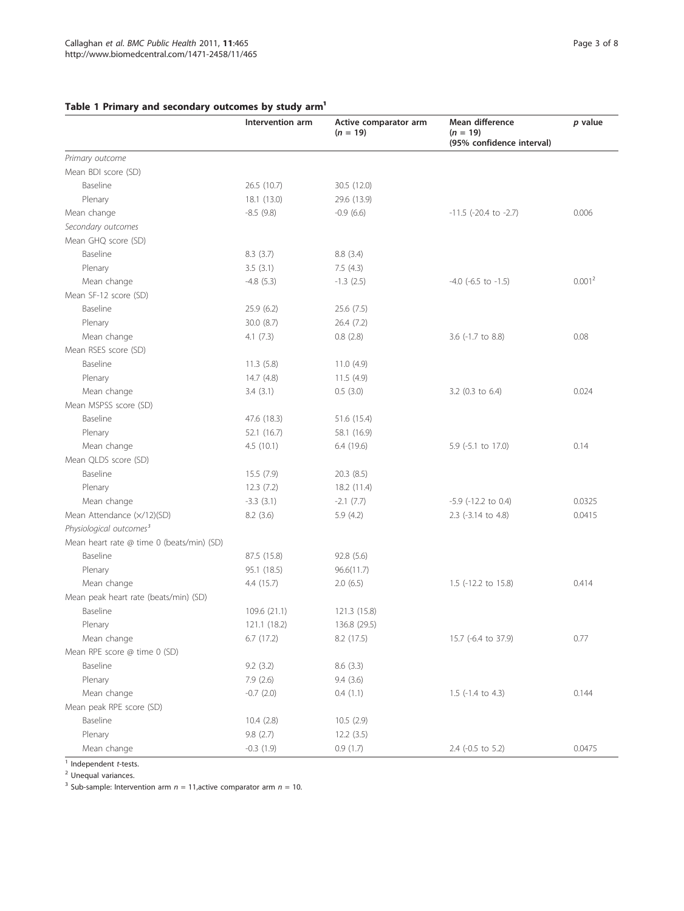## Table 1 Primary and secondary outcomes by study arm[1]

| | Intervention arm | Active comparator arm ($n$ = 19) | Mean difference ($n$ = 19) (95% confidence interval) | $p$ value |
|---|---|---|---|---|
| *Primary outcome* | | | | |
| Mean BDI score (SD) | | | | |
| Baseline | 26.5 (10.7) | 30.5 (12.0) | | |
| Plenary | 18.1 (13.0) | 29.6 (13.9) | | |
| Mean change | -8.5 (9.8) | -0.9 (6.6) | -11.5 (-20.4 to -2.7) | 0.006 |
| *Secondary outcomes* | | | | |
| Mean GHQ score (SD) | | | | |
| Baseline | 8.3 (3.7) | 8.8 (3.4) | | |
| Plenary | 3.5 (3.1) | 7.5 (4.3) | | |
| Mean change | -4.8 (5.3) | -1.3 (2.5) | -4.0 (-6.5 to -1.5) | 0.001[2] |
| Mean SF-12 score (SD) | | | | |
| Baseline | 25.9 (6.2) | 25.6 (7.5) | | |
| Plenary | 30.0 (8.7) | 26.4 (7.2) | | |
| Mean change | 4.1 (7.3) | 0.8 (2.8) | 3.6 (-1.7 to 8.8) | 0.08 |
| Mean RSES score (SD) | | | | |
| Baseline | 11.3 (5.8) | 11.0 (4.9) | | |
| Plenary | 14.7 (4.8) | 11.5 (4.9) | | |
| Mean change | 3.4 (3.1) | 0.5 (3.0) | 3.2 (0.3 to 6.4) | 0.024 |
| Mean MSPSS score (SD) | | | | |
| Baseline | 47.6 (18.3) | 51.6 (15.4) | | |
| Plenary | 52.1 (16.7) | 58.1 (16.9) | | |
| Mean change | 4.5 (10.1) | 6.4 (19.6) | 5.9 (-5.1 to 17.0) | 0.14 |
| Mean QLDS score (SD) | | | | |
| Baseline | 15.5 (7.9) | 20.3 (8.5) | | |
| Plenary | 12.3 (7.2) | 18.2 (11.4) | | |
| Mean change | -3.3 (3.1) | -2.1 (7.7) | -5.9 (-12.2 to 0.4) | 0.0325 |
| Mean Attendance (x/12)(SD) | 8.2 (3.6) | 5.9 (4.2) | 2.3 (-3.14 to 4.8) | 0.0415 |
| *Physiological outcomes*[3] | | | | |
| Mean heart rate @ time 0 (beats/min) (SD) | | | | |
| Baseline | 87.5 (15.8) | 92.8 (5.6) | | |
| Plenary | 95.1 (18.5) | 96.6(11.7) | | |
| Mean change | 4.4 (15.7) | 2.0 (6.5) | 1.5 (-12.2 to 15.8) | 0.414 |
| Mean peak heart rate (beats/min) (SD) | | | | |
| Baseline | 109.6 (21.1) | 121.3 (15.8) | | |
| Plenary | 121.1 (18.2) | 136.8 (29.5) | | |
| Mean change | 6.7 (17.2) | 8.2 (17.5) | 15.7 (-6.4 to 37.9) | 0.77 |
| Mean RPE score @ time 0 (SD) | | | | |
| Baseline | 9.2 (3.2) | 8.6 (3.3) | | |
| Plenary | 7.9 (2.6) | 9.4 (3.6) | | |
| Mean change | -0.7 (2.0) | 0.4 (1.1) | 1.5 (-1.4 to 4.3) | 0.144 |
| Mean peak RPE score (SD) | | | | |
| Baseline | 10.4 (2.8) | 10.5 (2.9) | | |
| Plenary | 9.8 (2.7) | 12.2 (3.5) | | |
| Mean change | -0.3 (1.9) | 0.9 (1.7) | 2.4 (-0.5 to 5.2) | 0.0475 |

[1] Independent $t$-tests.

[2] Unequal variances.

[3] Sub-sample: Intervention arm $n$ = 11, active comparator arm $n$ = 10.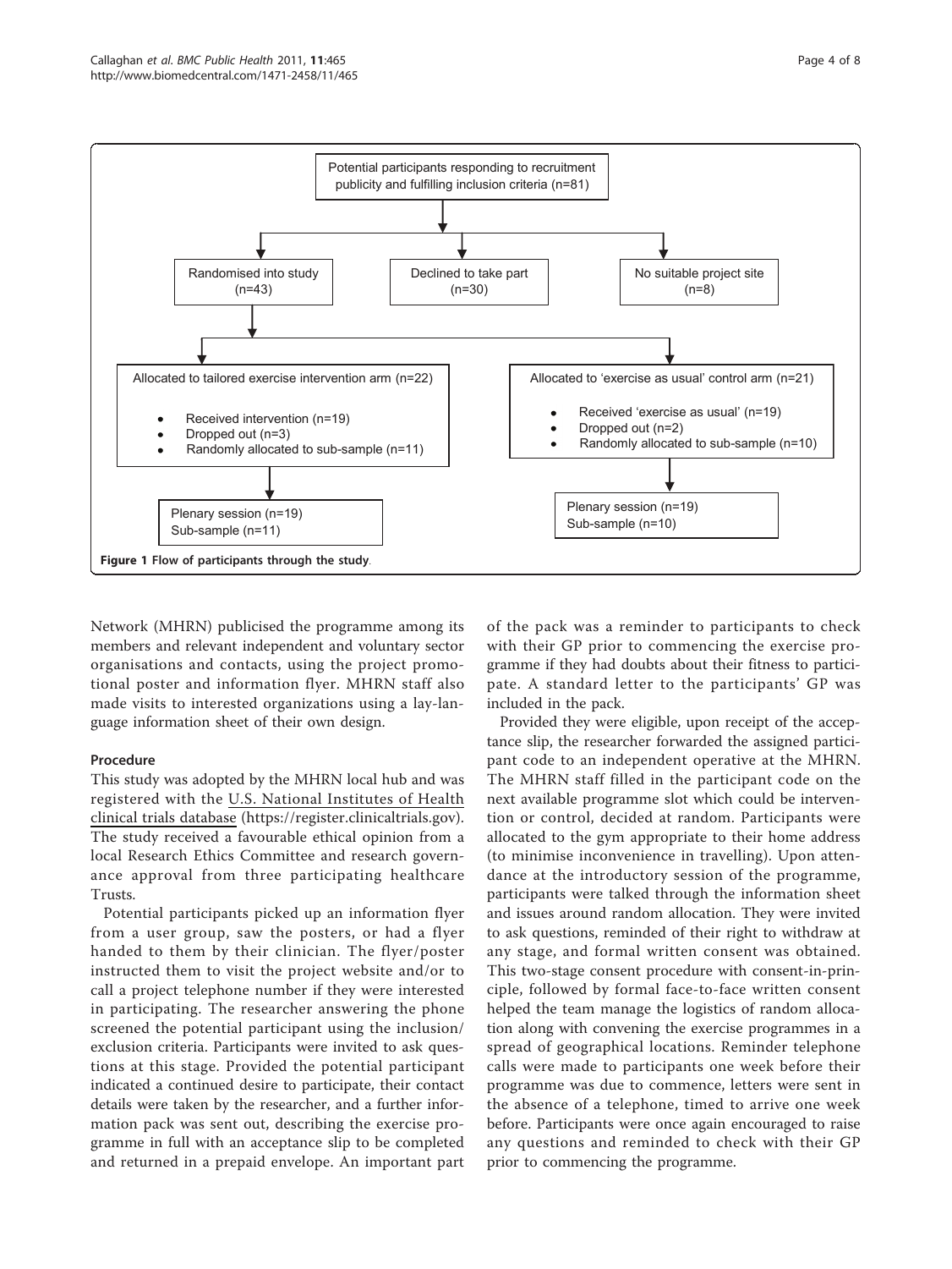Potential participants responding to recruitment publicity and fulfilling inclusion criteria (n=81)

- Randomised into study (n=43)
- Declined to take part (n=30)
- No suitable project site (n=8)

Allocated to tailored exercise intervention arm (n=22)

- Received intervention (n=19)
- Dropped out (n=3)
- Randomly allocated to sub-sample (n=11)

Plenary session (n=19)
Sub-sample (n=11)

Allocated to 'exercise as usual' control arm (n=21)

- Received 'exercise as usual' (n=19)
- Dropped out (n=2)
- Randomly allocated to sub-sample (n=10)

Plenary session (n=19)
Sub-sample (n=10)

**Figure 1 Flow of participants through the study**.

Network (MHRN) publicised the programme among its members and relevant independent and voluntary sector organisations and contacts, using the project promotional poster and information flyer. MHRN staff also made visits to interested organizations using a lay-language information sheet of their own design.

### Procedure

This study was adopted by the MHRN local hub and was registered with the U.S. National Institutes of Health clinical trials database (https://register.clinicaltrials.gov). The study received a favourable ethical opinion from a local Research Ethics Committee and research governance approval from three participating healthcare Trusts.

Potential participants picked up an information flyer from a user group, saw the posters, or had a flyer handed to them by their clinician. The flyer/poster instructed them to visit the project website and/or to call a project telephone number if they were interested in participating. The researcher answering the phone screened the potential participant using the inclusion/exclusion criteria. Participants were invited to ask questions at this stage. Provided the potential participant indicated a continued desire to participate, their contact details were taken by the researcher, and a further information pack was sent out, describing the exercise programme in full with an acceptance slip to be completed and returned in a prepaid envelope. An important part of the pack was a reminder to participants to check with their GP prior to commencing the exercise programme if they had doubts about their fitness to participate. A standard letter to the participants' GP was included in the pack.

Provided they were eligible, upon receipt of the acceptance slip, the researcher forwarded the assigned participant code to an independent operative at the MHRN. The MHRN staff filled in the participant code on the next available programme slot which could be intervention or control, decided at random. Participants were allocated to the gym appropriate to their home address (to minimise inconvenience in travelling). Upon attendance at the introductory session of the programme, participants were talked through the information sheet and issues around random allocation. They were invited to ask questions, reminded of their right to withdraw at any stage, and formal written consent was obtained. This two-stage consent procedure with consent-in-principle, followed by formal face-to-face written consent helped the team manage the logistics of random allocation along with convening the exercise programmes in a spread of geographical locations. Reminder telephone calls were made to participants one week before their programme was due to commence, letters were sent in the absence of a telephone, timed to arrive one week before. Participants were once again encouraged to raise any questions and reminded to check with their GP prior to commencing the programme.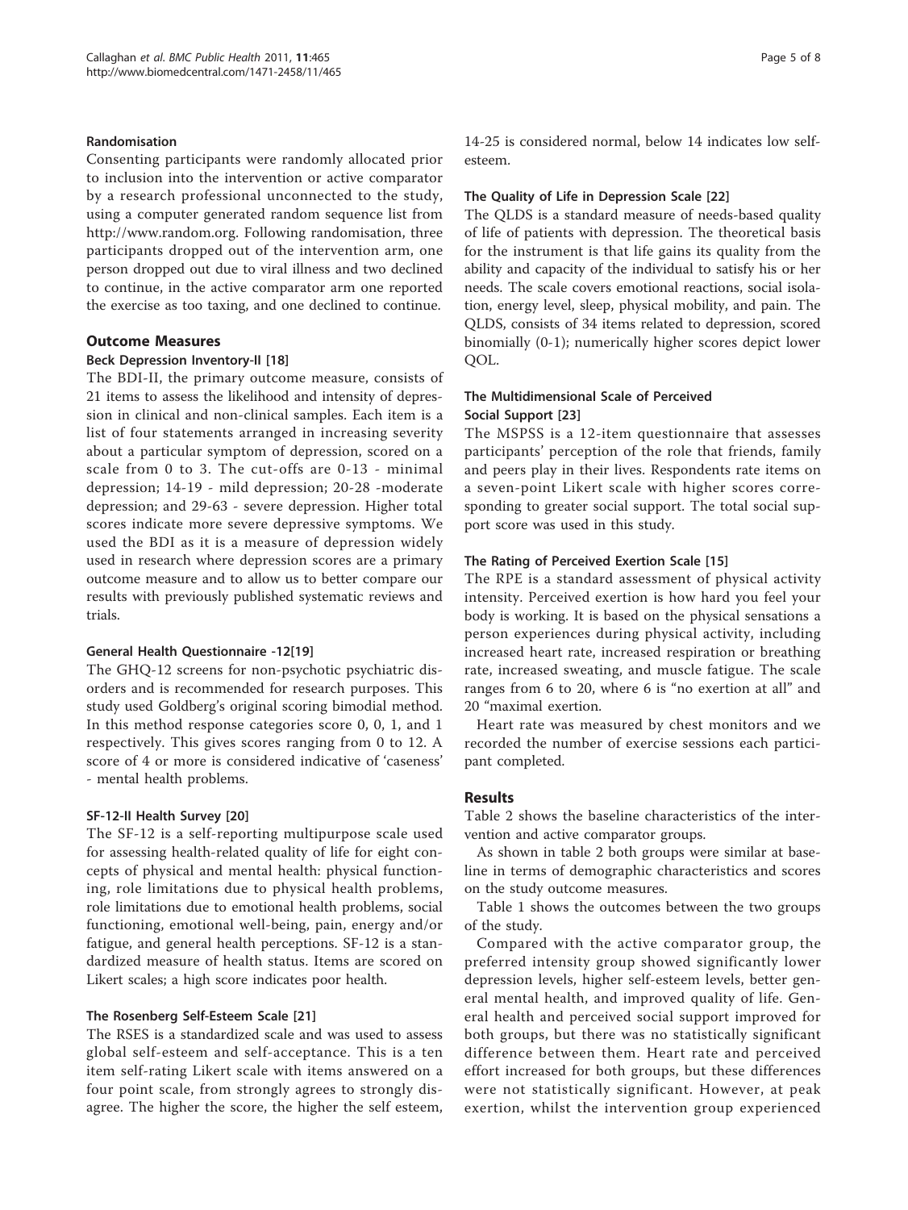#### Randomisation

Consenting participants were randomly allocated prior to inclusion into the intervention or active comparator by a research professional unconnected to the study, using a computer generated random sequence list from http://www.random.org. Following randomisation, three participants dropped out of the intervention arm, one person dropped out due to viral illness and two declined to continue, in the active comparator arm one reported the exercise as too taxing, and one declined to continue.

### Outcome Measures

#### Beck Depression Inventory-II [18]

The BDI-II, the primary outcome measure, consists of 21 items to assess the likelihood and intensity of depression in clinical and non-clinical samples. Each item is a list of four statements arranged in increasing severity about a particular symptom of depression, scored on a scale from 0 to 3. The cut-offs are 0-13 - minimal depression; 14-19 - mild depression; 20-28 -moderate depression; and 29-63 - severe depression. Higher total scores indicate more severe depressive symptoms. We used the BDI as it is a measure of depression widely used in research where depression scores are a primary outcome measure and to allow us to better compare our results with previously published systematic reviews and trials.

#### General Health Questionnaire -12[19]

The GHQ-12 screens for non-psychotic psychiatric disorders and is recommended for research purposes. This study used Goldberg's original scoring bimodial method. In this method response categories score 0, 0, 1, and 1 respectively. This gives scores ranging from 0 to 12. A score of 4 or more is considered indicative of 'caseness' - mental health problems.

#### SF-12-II Health Survey [20]

The SF-12 is a self-reporting multipurpose scale used for assessing health-related quality of life for eight concepts of physical and mental health: physical functioning, role limitations due to physical health problems, role limitations due to emotional health problems, social functioning, emotional well-being, pain, energy and/or fatigue, and general health perceptions. SF-12 is a standardized measure of health status. Items are scored on Likert scales; a high score indicates poor health.

#### The Rosenberg Self-Esteem Scale [21]

The RSES is a standardized scale and was used to assess global self-esteem and self-acceptance. This is a ten item self-rating Likert scale with items answered on a four point scale, from strongly agrees to strongly disagree. The higher the score, the higher the self esteem, 14-25 is considered normal, below 14 indicates low self-esteem.

#### The Quality of Life in Depression Scale [22]

The QLDS is a standard measure of needs-based quality of life of patients with depression. The theoretical basis for the instrument is that life gains its quality from the ability and capacity of the individual to satisfy his or her needs. The scale covers emotional reactions, social isolation, energy level, sleep, physical mobility, and pain. The QLDS, consists of 34 items related to depression, scored binomially (0-1); numerically higher scores depict lower QOL.

#### The Multidimensional Scale of Perceived Social Support [23]

The MSPSS is a 12-item questionnaire that assesses participants' perception of the role that friends, family and peers play in their lives. Respondents rate items on a seven-point Likert scale with higher scores corresponding to greater social support. The total social support score was used in this study.

#### The Rating of Perceived Exertion Scale [15]

The RPE is a standard assessment of physical activity intensity. Perceived exertion is how hard you feel your body is working. It is based on the physical sensations a person experiences during physical activity, including increased heart rate, increased respiration or breathing rate, increased sweating, and muscle fatigue. The scale ranges from 6 to 20, where 6 is "no exertion at all" and 20 "maximal exertion.

Heart rate was measured by chest monitors and we recorded the number of exercise sessions each participant completed.

## Results

Table 2 shows the baseline characteristics of the intervention and active comparator groups.

As shown in table 2 both groups were similar at baseline in terms of demographic characteristics and scores on the study outcome measures.

Table 1 shows the outcomes between the two groups of the study.

Compared with the active comparator group, the preferred intensity group showed significantly lower depression levels, higher self-esteem levels, better general mental health, and improved quality of life. General health and perceived social support improved for both groups, but there was no statistically significant difference between them. Heart rate and perceived effort increased for both groups, but these differences were not statistically significant. However, at peak exertion, whilst the intervention group experienced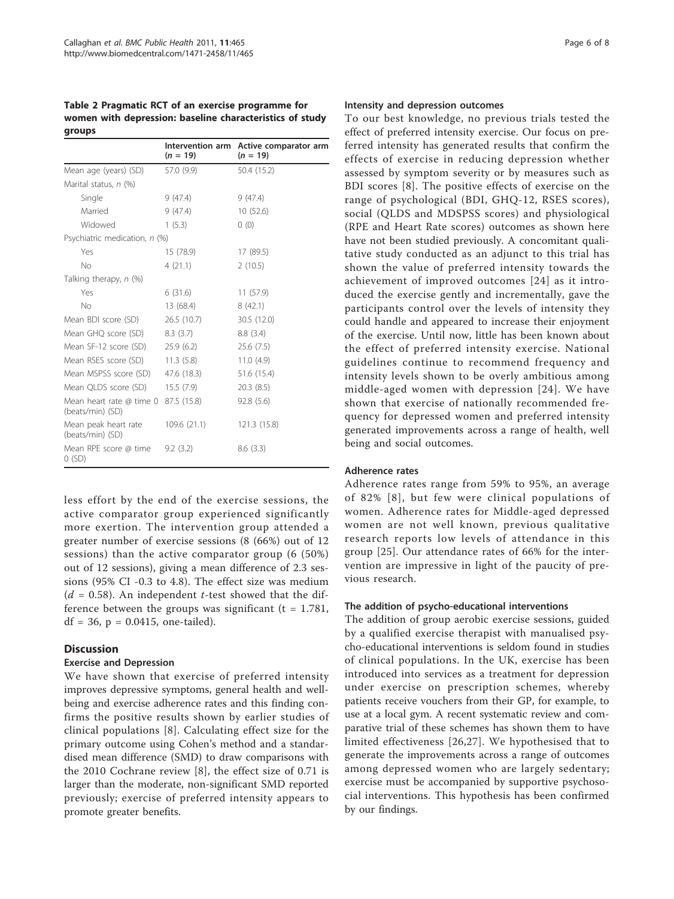**Table 2 Pragmatic RCT of an exercise programme for women with depression: baseline characteristics of study groups**

| | Intervention arm ($n$ = 19) | Active comparator arm ($n$ = 19) |
|---|---|---|
| Mean age (years) (SD) | 57.0 (9.9) | 50.4 (15.2) |
| Marital status, $n$ (%) | | |
| Single | 9 (47.4) | 9 (47.4) |
| Married | 9 (47.4) | 10 (52.6) |
| Widowed | 1 (5.3) | 0 (0) |
| Psychiatric medication, $n$ (%) | | |
| Yes | 15 (78.9) | 17 (89.5) |
| No | 4 (21.1) | 2 (10.5) |
| Talking therapy, $n$ (%) | | |
| Yes | 6 (31.6) | 11 (57.9) |
| No | 13 (68.4) | 8 (42.1) |
| Mean BDI score (SD) | 26.5 (10.7) | 30.5 (12.0) |
| Mean GHQ score (SD) | 8.3 (3.7) | 8.8 (3.4) |
| Mean SF-12 score (SD) | 25.9 (6.2) | 25.6 (7.5) |
| Mean RSES score (SD) | 11.3 (5.8) | 11.0 (4.9) |
| Mean MSPSS score (SD) | 47.6 (18.3) | 51.6 (15.4) |
| Mean QLDS score (SD) | 15.5 (7.9) | 20.3 (8.5) |
| Mean heart rate @ time 0 (beats/min) (SD) | 87.5 (15.8) | 92.8 (5.6) |
| Mean peak heart rate (beats/min) (SD) | 109.6 (21.1) | 121.3 (15.8) |
| Mean RPE score @ time 0 (SD) | 9.2 (3.2) | 8.6 (3.3) |

less effort by the end of the exercise sessions, the active comparator group experienced significantly more exertion. The intervention group attended a greater number of exercise sessions (8 (66%) out of 12 sessions) than the active comparator group (6 (50%) out of 12 sessions), giving a mean difference of 2.3 sessions (95% CI -0.3 to 4.8). The effect size was medium ($d$ = 0.58). An independent $t$-test showed that the difference between the groups was significant ($t$ = 1.781, df = 36, $p$ = 0.0415, one-tailed).

## Discussion

### Exercise and Depression

We have shown that exercise of preferred intensity improves depressive symptoms, general health and well-being and exercise adherence rates and this finding confirms the positive results shown by earlier studies of clinical populations [8]. Calculating effect size for the primary outcome using Cohen's method and a standardised mean difference (SMD) to draw comparisons with the 2010 Cochrane review [8], the effect size of 0.71 is larger than the moderate, non-significant SMD reported previously; exercise of preferred intensity appears to promote greater benefits.

### Intensity and depression outcomes

To our best knowledge, no previous trials tested the effect of preferred intensity exercise. Our focus on preferred intensity has generated results that confirm the effects of exercise in reducing depression whether assessed by symptom severity or by measures such as BDI scores [8]. The positive effects of exercise on the range of psychological (BDI, GHQ-12, RSES scores), social (QLDS and MDSPSS scores) and physiological (RPE and Heart Rate scores) outcomes as shown here have not been studied previously. A concomitant qualitative study conducted as an adjunct to this trial has shown the value of preferred intensity towards the achievement of improved outcomes [24] as it introduced the exercise gently and incrementally, gave the participants control over the levels of intensity they could handle and appeared to increase their enjoyment of the exercise. Until now, little has been known about the effect of preferred intensity exercise. National guidelines continue to recommend frequency and intensity levels shown to be overly ambitious among middle-aged women with depression [24]. We have shown that exercise of nationally recommended frequency for depressed women and preferred intensity generated improvements across a range of health, well being and social outcomes.

### Adherence rates

Adherence rates range from 59% to 95%, an average of 82% [8], but few were clinical populations of women. Adherence rates for Middle-aged depressed women are not well known, previous qualitative research reports low levels of attendance in this group [25]. Our attendance rates of 66% for the intervention are impressive in light of the paucity of previous research.

### The addition of psycho-educational interventions

The addition of group aerobic exercise sessions, guided by a qualified exercise therapist with manualised psycho-educational interventions is seldom found in studies of clinical populations. In the UK, exercise has been introduced into services as a treatment for depression under exercise on prescription schemes, whereby patients receive vouchers from their GP, for example, to use at a local gym. A recent systematic review and comparative trial of these schemes has shown them to have limited effectiveness [26,27]. We hypothesised that to generate the improvements across a range of outcomes among depressed women who are largely sedentary; exercise must be accompanied by supportive psychosocial interventions. This hypothesis has been confirmed by our findings.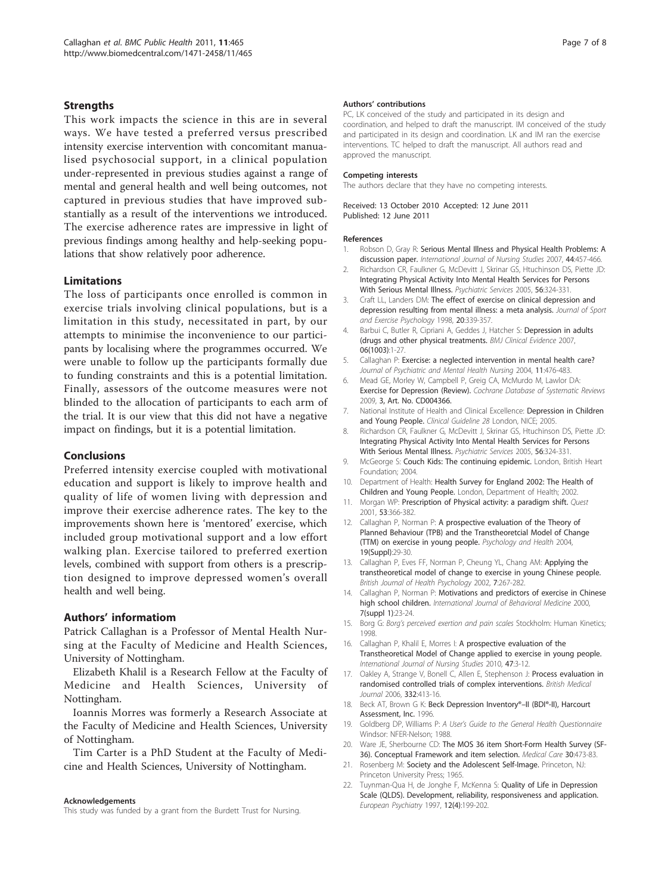## Strengths

This work impacts the science in this are in several ways. We have tested a preferred versus prescribed intensity exercise intervention with concomitant manualised psychosocial support, in a clinical population under-represented in previous studies against a range of mental and general health and well being outcomes, not captured in previous studies that have improved substantially as a result of the interventions we introduced. The exercise adherence rates are impressive in light of previous findings among healthy and help-seeking populations that show relatively poor adherence.

## Limitations

The loss of participants once enrolled is common in exercise trials involving clinical populations, but is a limitation in this study, necessitated in part, by our attempts to minimise the inconvenience to our participants by localising where the programmes occurred. We were unable to follow up the participants formally due to funding constraints and this is a potential limitation. Finally, assessors of the outcome measures were not blinded to the allocation of participants to each arm of the trial. It is our view that this did not have a negative impact on findings, but it is a potential limitation.

## Conclusions

Preferred intensity exercise coupled with motivational education and support is likely to improve health and quality of life of women living with depression and improve their exercise adherence rates. The key to the improvements shown here is 'mentored' exercise, which included group motivational support and a low effort walking plan. Exercise tailored to preferred exertion levels, combined with support from others is a prescription designed to improve depressed women's overall health and well being.

## Authors' informatiom

Patrick Callaghan is a Professor of Mental Health Nursing at the Faculty of Medicine and Health Sciences, University of Nottingham.

Elizabeth Khalil is a Research Fellow at the Faculty of Medicine and Health Sciences, University of Nottingham.

Ioannis Morres was formerly a Research Associate at the Faculty of Medicine and Health Sciences, University of Nottingham.

Tim Carter is a PhD Student at the Faculty of Medicine and Health Sciences, University of Nottingham.

#### Acknowledgements

This study was funded by a grant from the Burdett Trust for Nursing.

#### Authors' contributions

PC, LK conceived of the study and participated in its design and coordination, and helped to draft the manuscript. IM conceived of the study and participated in its design and coordination. LK and IM ran the exercise interventions. TC helped to draft the manuscript. All authors read and approved the manuscript.

#### Competing interests

The authors declare that they have no competing interests.

Received: 13 October 2010 Accepted: 12 June 2011
Published: 12 June 2011

#### References

1. Robson D, Gray R: **Serious Mental Illness and Physical Health Problems: A discussion paper.** *International Journal of Nursing Studies* 2007, **44**:457-466.
2. Richardson CR, Faulkner G, McDevitt J, Skrinar GS, Htuchinson DS, Piette JD: **Integrating Physical Activity Into Mental Health Services for Persons With Serious Mental Illness.** *Psychiatric Services* 2005, **56**:324-331.
3. Craft LL, Landers DM: **The effect of exercise on clinical depression and depression resulting from mental illness: a meta analysis.** *Journal of Sport and Exercise Psychology* 1998, **20**:339-357.
4. Barbui C, Butler R, Cipriani A, Geddes J, Hatcher S: **Depression in adults (drugs and other physical treatments.** *BMJ Clinical Evidence* 2007, **06(1003)**:1-27.
5. Callaghan P: **Exercise: a neglected intervention in mental health care?** *Journal of Psychiatric and Mental Health Nursing* 2004, **11**:476-483.
6. Mead GE, Morley W, Campbell P, Greig CA, McMurdo M, Lawlor DA: **Exercise for Depression (Review).** *Cochrane Database of Systematic Reviews* 2009, **3**, Art. No. CD004366.
7. National Institute of Health and Clinical Excellence: **Depression in Children and Young People.** *Clinical Guideline 28* London, NICE; 2005.
8. Richardson CR, Faulkner G, McDevitt J, Skrinar GS, Htuchinson DS, Piette JD: **Integrating Physical Activity Into Mental Health Services for Persons With Serious Mental Illness.** *Psychiatric Services* 2005, **56**:324-331.
9. McGeorge S: **Couch Kids: The continuing epidemic.** London, British Heart Foundation; 2004.
10. Department of Health: **Health Survey for England 2002: The Health of Children and Young People.** London, Department of Health; 2002.
11. Morgan WP: **Prescription of Physical activity: a paradigm shift.** *Quest* 2001, **53**:366-382.
12. Callaghan P, Norman P: **A prospective evaluation of the Theory of Planned Behaviour (TPB) and the Transtheoretcial Model of Change (TTM) on exercise in young people.** *Psychology and Health* 2004, **19(Suppl)**:29-30.
13. Callaghan P, Eves FF, Norman P, Cheung YL, Chang AM: **Applying the transtheoretical model of change to exercise in young Chinese people.** *British Journal of Health Psychology* 2002, **7**:267-282.
14. Callaghan P, Norman P: **Motivations and predictors of exercise in Chinese high school children.** *International Journal of Behavioral Medicine* 2000, **7(suppl 1)**:23-24.
15. Borg G: *Borg's perceived exertion and pain scales* Stockholm: Human Kinetics; 1998.
16. Callaghan P, Khalil E, Morres I: **A prospective evaluation of the Transtheoretical Model of Change applied to exercise in young people.** *International Journal of Nursing Studies* 2010, **47**:3-12.
17. Oakley A, Strange V, Bonell C, Allen E, Stephenson J: **Process evaluation in randomised controlled trials of complex interventions.** *British Medical Journal* 2006, **332**:413-16.
18. Beck AT, Brown G K: **Beck Depression Inventory®–II (BDI®-II), Harcourt Assessment, Inc.** 1996.
19. Goldberg DP, Williams P: *A User's Guide to the General Health Questionnaire* Windsor: NFER-Nelson; 1988.
20. Ware JE, Sherbourne CD: **The MOS 36 item Short-Form Health Survey (SF-36). Conceptual Framework and item selection.** *Medical Care* 30:473-83.
21. Rosenberg M: **Society and the Adolescent Self-Image.** Princeton, NJ: Princeton University Press; 1965.
22. Tuynman-Qua H, de Jonghe F, McKenna S: **Quality of Life in Depression Scale (QLDS). Development, reliability, responsiveness and application.** *European Psychiatry* 1997, **12(4)**:199-202.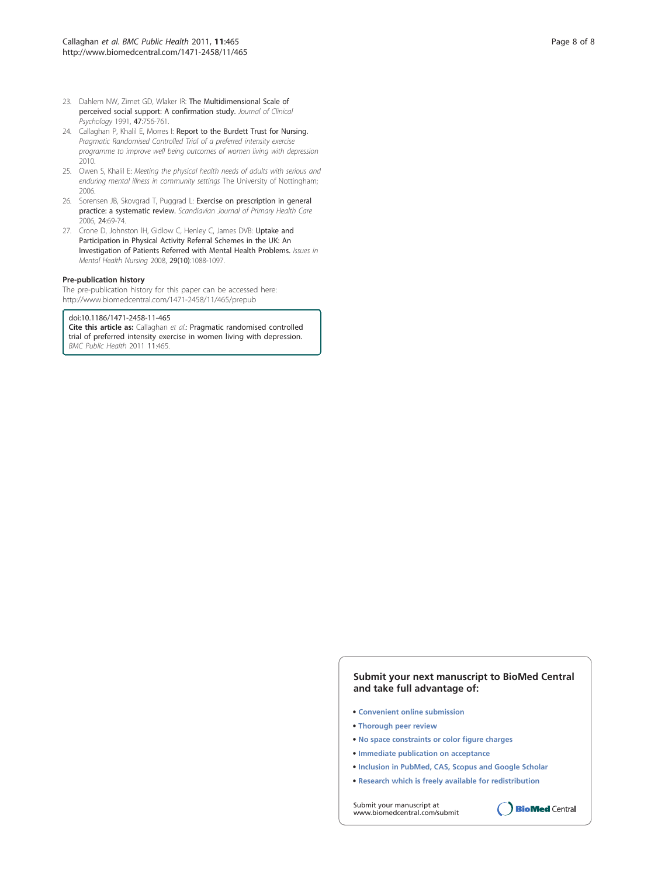23. Dahlem NW, Zimet GD, Wlaker IR: **The Multidimensional Scale of perceived social support: A confirmation study.** *Journal of Clinical Psychology* 1991, **47**:756-761.
24. Callaghan P, Khalil E, Morres I: **Report to the Burdett Trust for Nursing.** *Pragmatic Randomised Controlled Trial of a preferred intensity exercise programme to improve well being outcomes of women living with depression* 2010.
25. Owen S, Khalil E: *Meeting the physical health needs of adults with serious and enduring mental illness in community settings* The University of Nottingham; 2006.
26. Sorensen JB, Skovgrad T, Puggrad L: **Exercise on prescription in general practice: a systematic review.** *Scandiavian Journal of Primary Health Care* 2006, **24**:69-74.
27. Crone D, Johnston IH, Gidlow C, Henley C, James DVB: **Uptake and Participation in Physical Activity Referral Schemes in the UK: An Investigation of Patients Referred with Mental Health Problems.** *Issues in Mental Health Nursing* 2008, **29(10)**:1088-1097.

### Pre-publication history

The pre-publication history for this paper can be accessed here:
http://www.biomedcentral.com/1471-2458/11/465/prepub

doi:10.1186/1471-2458-11-465
**Cite this article as:** Callaghan *et al.*: Pragmatic randomised controlled trial of preferred intensity exercise in women living with depression. *BMC Public Health* 2011 **11**:465.

**Submit your next manuscript to BioMed Central and take full advantage of:**

- **Convenient online submission**
- **Thorough peer review**
- **No space constraints or color figure charges**
- **Immediate publication on acceptance**
- **Inclusion in PubMed, CAS, Scopus and Google Scholar**
- **Research which is freely available for redistribution**

Submit your manuscript at
www.biomedcentral.com/submit

BioMed Central